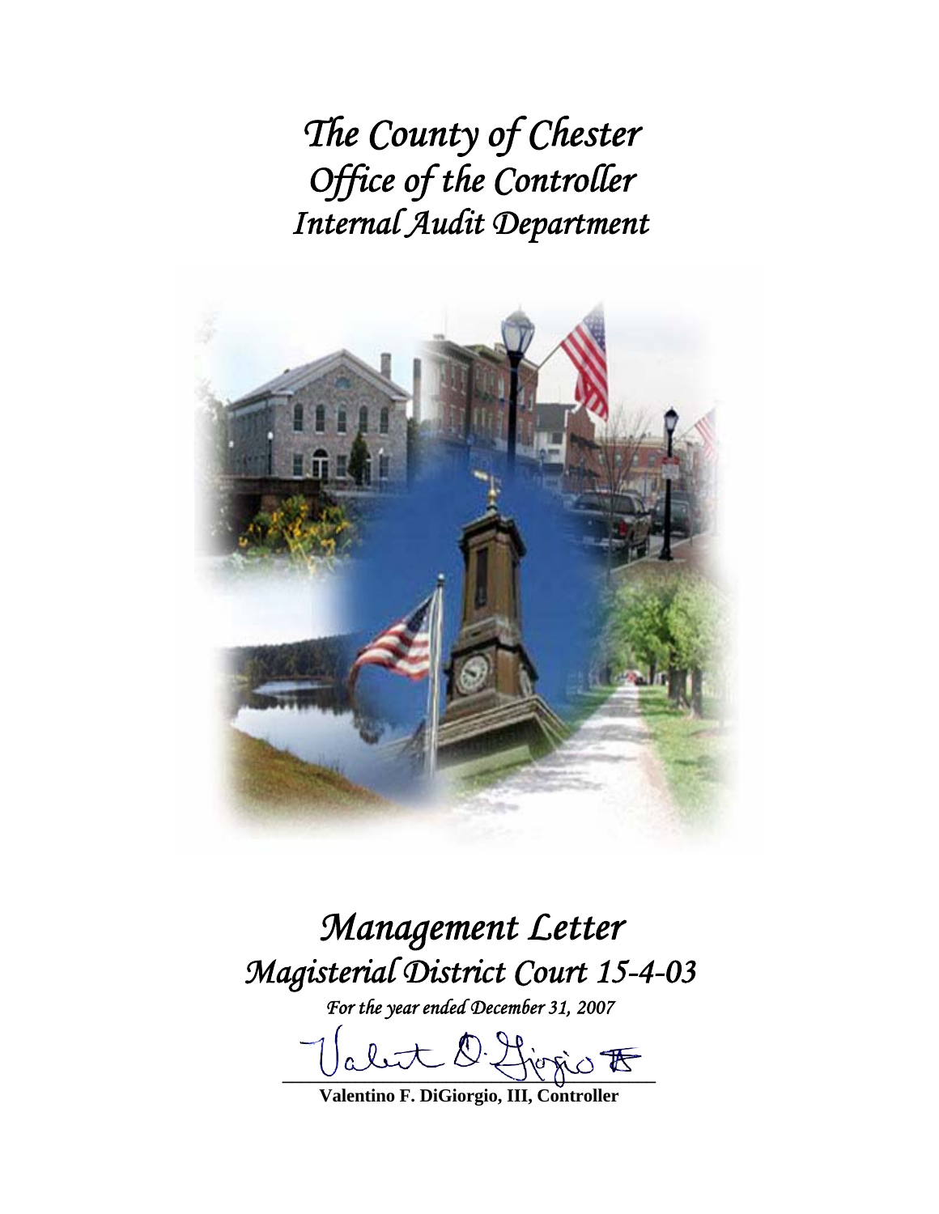# *The County of Chester*
# *Office of the Controller*
# *Internal Audit Department*

# *Management Letter*
# *Magisterial District Court 15-4-03*

*For the year ended December 31, 2007*

**Valentino F. DiGiorgio, III, Controller**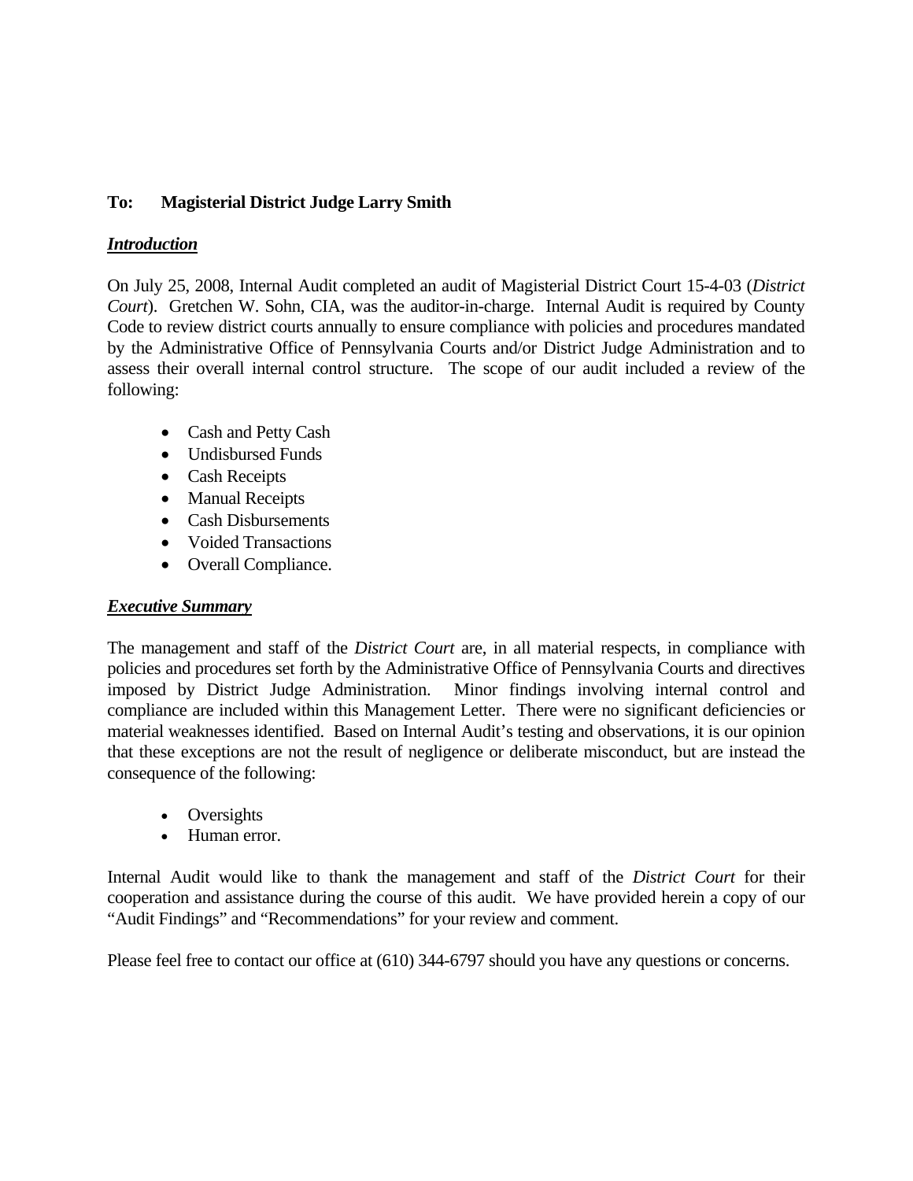**To: Magisterial District Judge Larry Smith**

***Introduction***

On July 25, 2008, Internal Audit completed an audit of Magisterial District Court 15-4-03 (*District Court*). Gretchen W. Sohn, CIA, was the auditor-in-charge. Internal Audit is required by County Code to review district courts annually to ensure compliance with policies and procedures mandated by the Administrative Office of Pennsylvania Courts and/or District Judge Administration and to assess their overall internal control structure. The scope of our audit included a review of the following:

- Cash and Petty Cash
- Undisbursed Funds
- Cash Receipts
- Manual Receipts
- Cash Disbursements
- Voided Transactions
- Overall Compliance.

***Executive Summary***

The management and staff of the *District Court* are, in all material respects, in compliance with policies and procedures set forth by the Administrative Office of Pennsylvania Courts and directives imposed by District Judge Administration. Minor findings involving internal control and compliance are included within this Management Letter. There were no significant deficiencies or material weaknesses identified. Based on Internal Audit's testing and observations, it is our opinion that these exceptions are not the result of negligence or deliberate misconduct, but are instead the consequence of the following:

- Oversights
- Human error.

Internal Audit would like to thank the management and staff of the *District Court* for their cooperation and assistance during the course of this audit. We have provided herein a copy of our "Audit Findings" and "Recommendations" for your review and comment.

Please feel free to contact our office at (610) 344-6797 should you have any questions or concerns.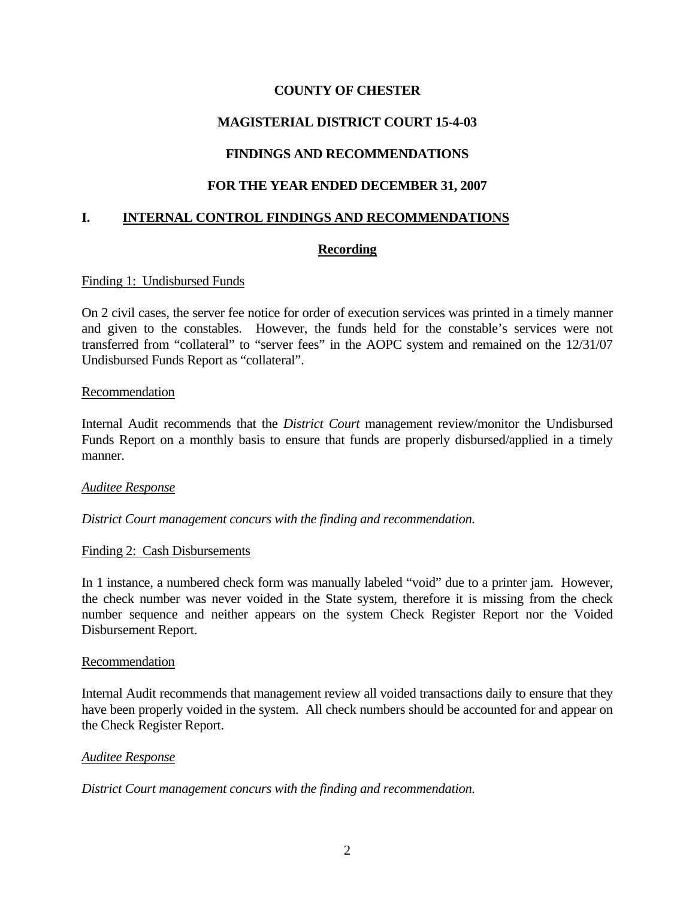# COUNTY OF CHESTER

## MAGISTERIAL DISTRICT COURT 15-4-03

## FINDINGS AND RECOMMENDATIONS

## FOR THE YEAR ENDED DECEMBER 31, 2007

## I. INTERNAL CONTROL FINDINGS AND RECOMMENDATIONS

### Recording

Finding 1: Undisbursed Funds

On 2 civil cases, the server fee notice for order of execution services was printed in a timely manner and given to the constables. However, the funds held for the constable's services were not transferred from "collateral" to "server fees" in the AOPC system and remained on the 12/31/07 Undisbursed Funds Report as "collateral".

Recommendation

Internal Audit recommends that the *District Court* management review/monitor the Undisbursed Funds Report on a monthly basis to ensure that funds are properly disbursed/applied in a timely manner.

*Auditee Response*

*District Court management concurs with the finding and recommendation.*

Finding 2: Cash Disbursements

In 1 instance, a numbered check form was manually labeled "void" due to a printer jam. However, the check number was never voided in the State system, therefore it is missing from the check number sequence and neither appears on the system Check Register Report nor the Voided Disbursement Report.

Recommendation

Internal Audit recommends that management review all voided transactions daily to ensure that they have been properly voided in the system. All check numbers should be accounted for and appear on the Check Register Report.

*Auditee Response*

*District Court management concurs with the finding and recommendation.*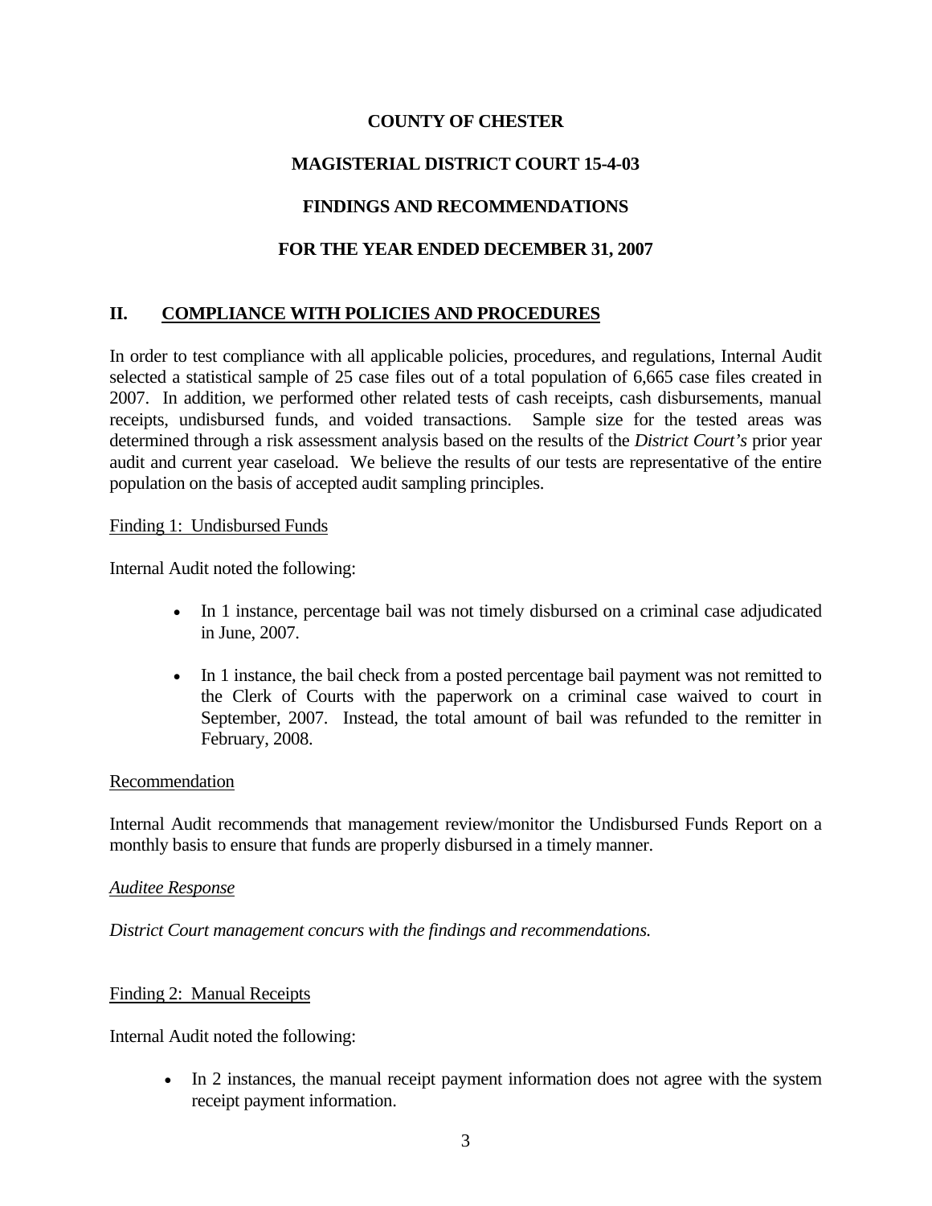**COUNTY OF CHESTER**

**MAGISTERIAL DISTRICT COURT 15-4-03**

**FINDINGS AND RECOMMENDATIONS**

**FOR THE YEAR ENDED DECEMBER 31, 2007**

## II. COMPLIANCE WITH POLICIES AND PROCEDURES

In order to test compliance with all applicable policies, procedures, and regulations, Internal Audit selected a statistical sample of 25 case files out of a total population of 6,665 case files created in 2007. In addition, we performed other related tests of cash receipts, cash disbursements, manual receipts, undisbursed funds, and voided transactions. Sample size for the tested areas was determined through a risk assessment analysis based on the results of the *District Court's* prior year audit and current year caseload. We believe the results of our tests are representative of the entire population on the basis of accepted audit sampling principles.

Finding 1: Undisbursed Funds

Internal Audit noted the following:

- In 1 instance, percentage bail was not timely disbursed on a criminal case adjudicated in June, 2007.
- In 1 instance, the bail check from a posted percentage bail payment was not remitted to the Clerk of Courts with the paperwork on a criminal case waived to court in September, 2007. Instead, the total amount of bail was refunded to the remitter in February, 2008.

Recommendation

Internal Audit recommends that management review/monitor the Undisbursed Funds Report on a monthly basis to ensure that funds are properly disbursed in a timely manner.

*Auditee Response*

*District Court management concurs with the findings and recommendations.*

Finding 2: Manual Receipts

Internal Audit noted the following:

- In 2 instances, the manual receipt payment information does not agree with the system receipt payment information.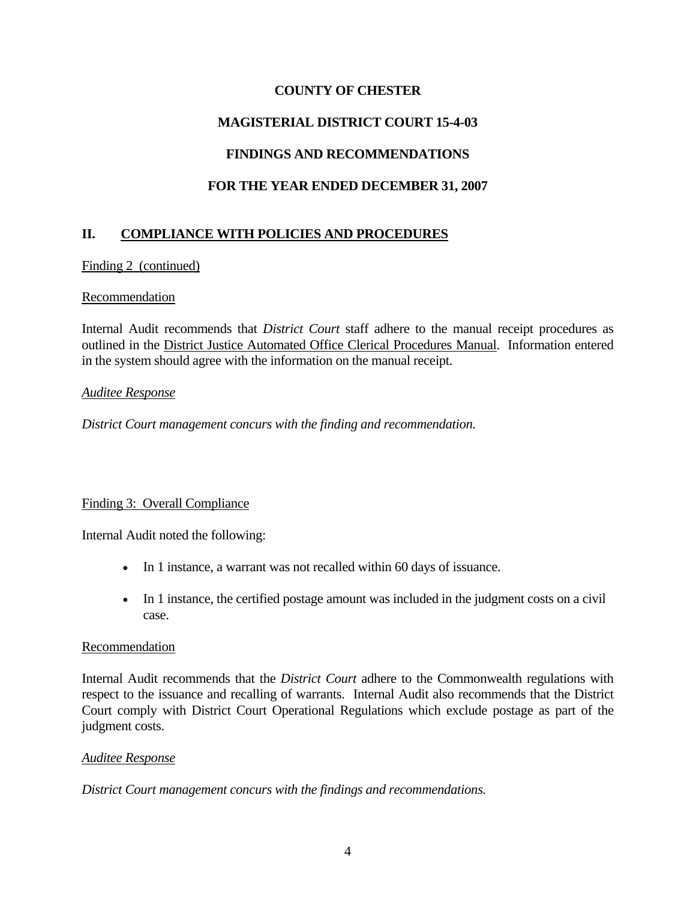**COUNTY OF CHESTER**

**MAGISTERIAL DISTRICT COURT 15-4-03**

**FINDINGS AND RECOMMENDATIONS**

**FOR THE YEAR ENDED DECEMBER 31, 2007**

## II. COMPLIANCE WITH POLICIES AND PROCEDURES

Finding 2 (continued)

Recommendation

Internal Audit recommends that *District Court* staff adhere to the manual receipt procedures as outlined in the District Justice Automated Office Clerical Procedures Manual. Information entered in the system should agree with the information on the manual receipt.

*Auditee Response*

*District Court management concurs with the finding and recommendation.*

Finding 3: Overall Compliance

Internal Audit noted the following:

- In 1 instance, a warrant was not recalled within 60 days of issuance.
- In 1 instance, the certified postage amount was included in the judgment costs on a civil case.

Recommendation

Internal Audit recommends that the *District Court* adhere to the Commonwealth regulations with respect to the issuance and recalling of warrants. Internal Audit also recommends that the District Court comply with District Court Operational Regulations which exclude postage as part of the judgment costs.

*Auditee Response*

*District Court management concurs with the findings and recommendations.*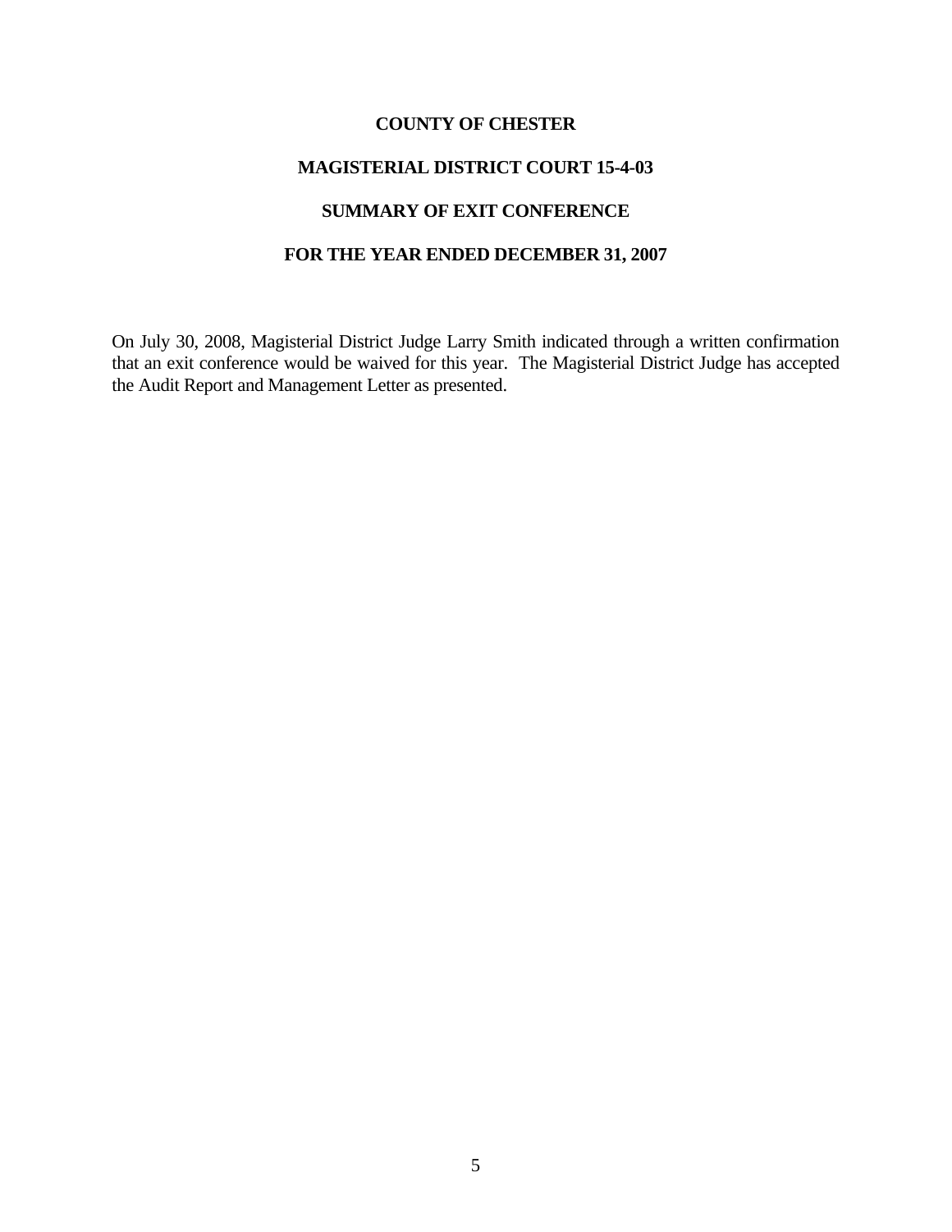# COUNTY OF CHESTER

## MAGISTERIAL DISTRICT COURT 15-4-03

## SUMMARY OF EXIT CONFERENCE

## FOR THE YEAR ENDED DECEMBER 31, 2007

On July 30, 2008, Magisterial District Judge Larry Smith indicated through a written confirmation that an exit conference would be waived for this year. The Magisterial District Judge has accepted the Audit Report and Management Letter as presented.